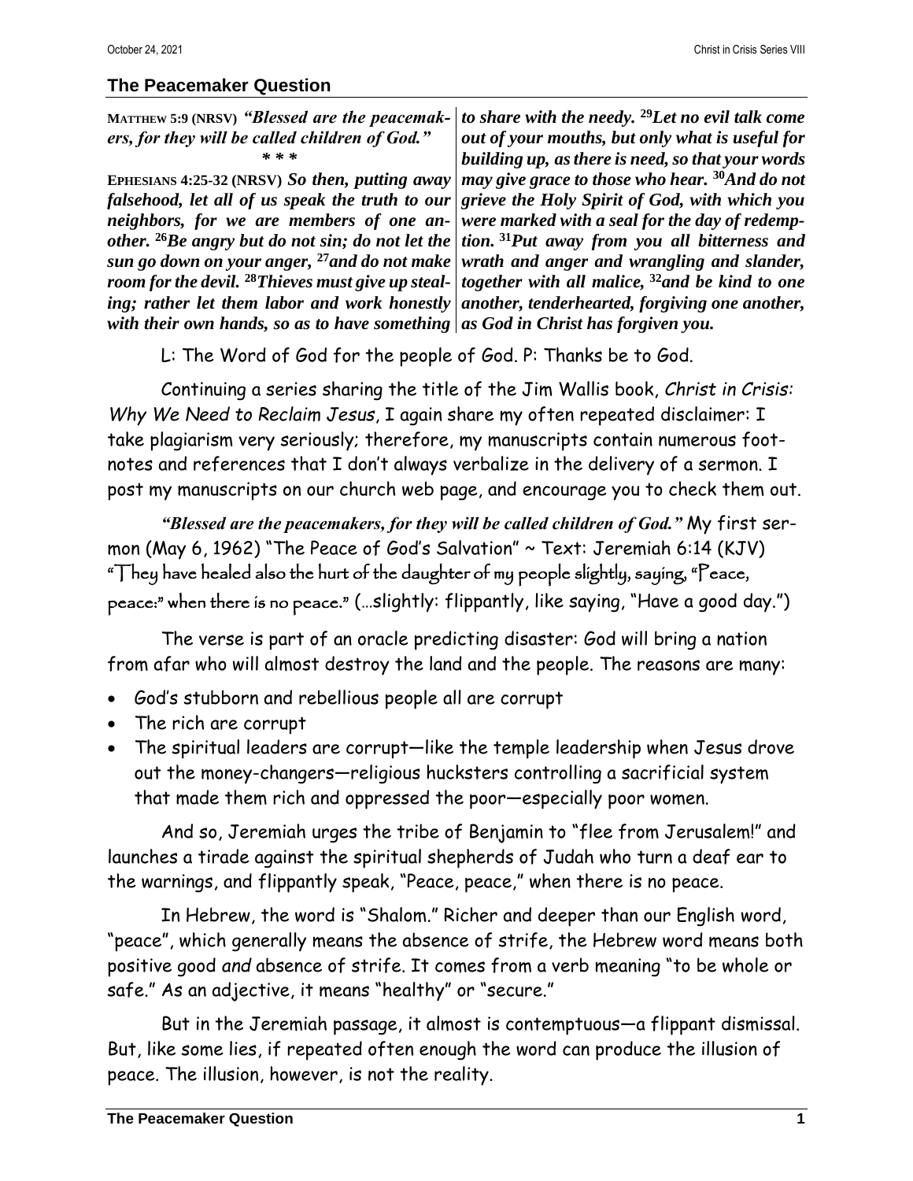## The Peacemaker Question

MATTHEW 5:9 (NRSV) ***"Blessed are the peacemakers, for they will be called children of God."***

\* \* \*

EPHESIANS 4:25-32 (NRSV) ***So then, putting away falsehood, let all of us speak the truth to our neighbors, for we are members of one another. [26]Be angry but do not sin; do not let the sun go down on your anger, [27]and do not make room for the devil. [28]Thieves must give up stealing; rather let them labor and work honestly with their own hands, so as to have something to share with the needy. [29]Let no evil talk come out of your mouths, but only what is useful for building up, as there is need, so that your words may give grace to those who hear. [30]And do not grieve the Holy Spirit of God, with which you were marked with a seal for the day of redemption. [31]Put away from you all bitterness and wrath and anger and wrangling and slander, together with all malice, [32]and be kind to one another, tenderhearted, forgiving one another, as God in Christ has forgiven you.***

L: The Word of God for the people of God. P: Thanks be to God.

Continuing a series sharing the title of the Jim Wallis book, *Christ in Crisis: Why We Need to Reclaim Jesus*, I again share my often repeated disclaimer: I take plagiarism very seriously; therefore, my manuscripts contain numerous footnotes and references that I don't always verbalize in the delivery of a sermon. I post my manuscripts on our church web page, and encourage you to check them out.

***"Blessed are the peacemakers, for they will be called children of God."*** My first sermon (May 6, 1962) "The Peace of God's Salvation" ~ Text: Jeremiah 6:14 (KJV) "They have healed also the hurt of the daughter of my people slightly, saying, "Peace, peace:" when there is no peace." (…slightly: flippantly, like saying, "Have a good day.")

The verse is part of an oracle predicting disaster: God will bring a nation from afar who will almost destroy the land and the people. The reasons are many:

- God's stubborn and rebellious people all are corrupt
- The rich are corrupt
- The spiritual leaders are corrupt—like the temple leadership when Jesus drove out the money-changers—religious hucksters controlling a sacrificial system that made them rich and oppressed the poor—especially poor women.

And so, Jeremiah urges the tribe of Benjamin to "flee from Jerusalem!" and launches a tirade against the spiritual shepherds of Judah who turn a deaf ear to the warnings, and flippantly speak, "Peace, peace," when there is no peace.

In Hebrew, the word is "Shalom." Richer and deeper than our English word, "peace", which generally means the absence of strife, the Hebrew word means both positive good *and* absence of strife. It comes from a verb meaning "to be whole or safe." As an adjective, it means "healthy" or "secure."

But in the Jeremiah passage, it almost is contemptuous—a flippant dismissal. But, like some lies, if repeated often enough the word can produce the illusion of peace. The illusion, however, is not the reality.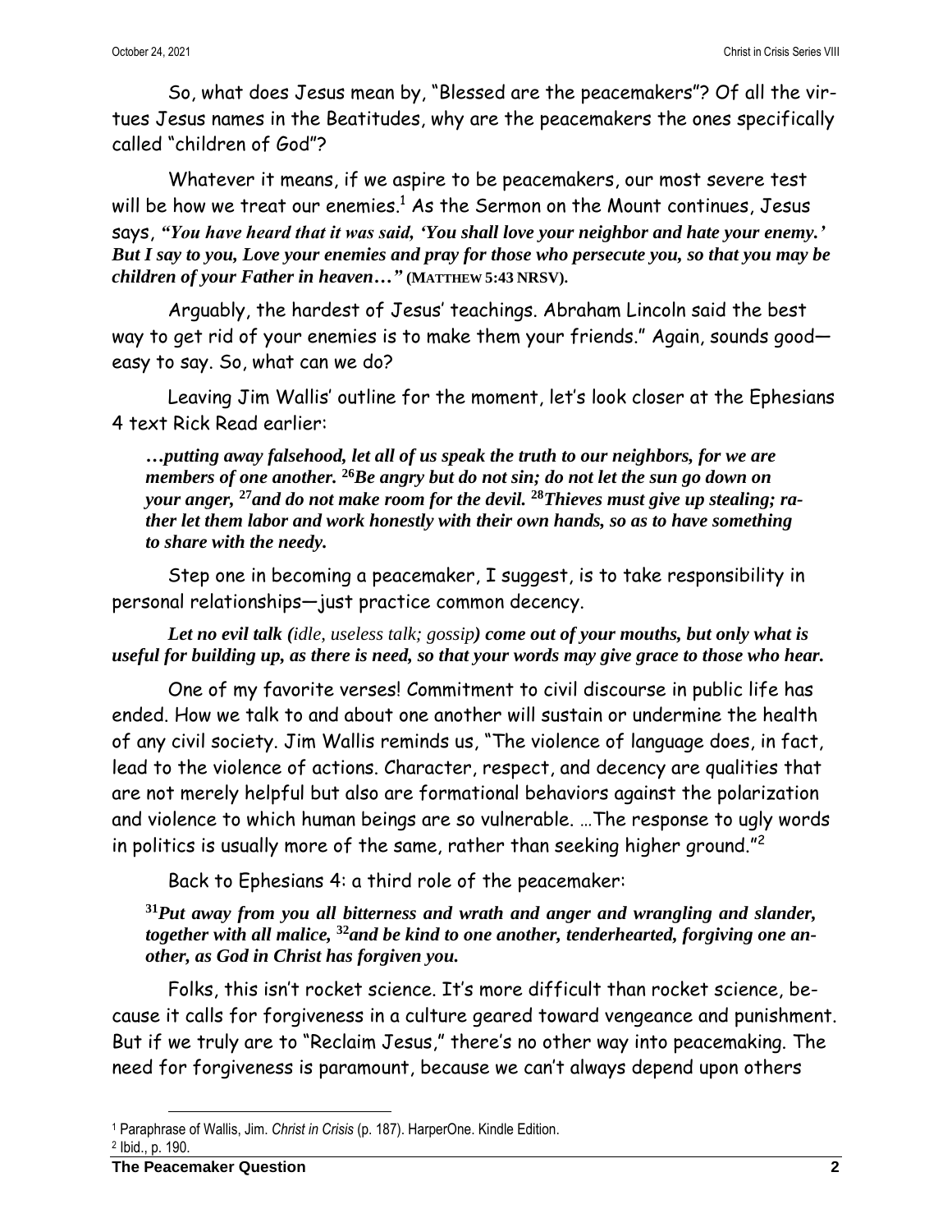So, what does Jesus mean by, "Blessed are the peacemakers"? Of all the virtues Jesus names in the Beatitudes, why are the peacemakers the ones specifically called "children of God"?

Whatever it means, if we aspire to be peacemakers, our most severe test will be how we treat our enemies.[1] As the Sermon on the Mount continues, Jesus says, ***"You have heard that it was said, 'You shall love your neighbor and hate your enemy.' But I say to you, Love your enemies and pray for those who persecute you, so that you may be children of your Father in heaven…"*** **(MATTHEW 5:43 NRSV).**

Arguably, the hardest of Jesus' teachings. Abraham Lincoln said the best way to get rid of your enemies is to make them your friends." Again, sounds good—easy to say. So, what can we do?

Leaving Jim Wallis' outline for the moment, let's look closer at the Ephesians 4 text Rick Read earlier:

> ***…putting away falsehood, let all of us speak the truth to our neighbors, for we are members of one another. [26]Be angry but do not sin; do not let the sun go down on your anger, [27]and do not make room for the devil. [28]Thieves must give up stealing; rather let them labor and work honestly with their own hands, so as to have something to share with the needy.***

Step one in becoming a peacemaker, I suggest, is to take responsibility in personal relationships—just practice common decency.

***Let no evil talk (****idle, useless talk; gossip****) come out of your mouths, but only what is useful for building up, as there is need, so that your words may give grace to those who hear.***

One of my favorite verses! Commitment to civil discourse in public life has ended. How we talk to and about one another will sustain or undermine the health of any civil society. Jim Wallis reminds us, "The violence of language does, in fact, lead to the violence of actions. Character, respect, and decency are qualities that are not merely helpful but also are formational behaviors against the polarization and violence to which human beings are so vulnerable. …The response to ugly words in politics is usually more of the same, rather than seeking higher ground."[2]

Back to Ephesians 4: a third role of the peacemaker:

> ***[31]Put away from you all bitterness and wrath and anger and wrangling and slander, together with all malice, [32]and be kind to one another, tenderhearted, forgiving one another, as God in Christ has forgiven you.***

Folks, this isn't rocket science. It's more difficult than rocket science, because it calls for forgiveness in a culture geared toward vengeance and punishment. But if we truly are to "Reclaim Jesus," there's no other way into peacemaking. The need for forgiveness is paramount, because we can't always depend upon others

---

[1] Paraphrase of Wallis, Jim. *Christ in Crisis* (p. 187). HarperOne. Kindle Edition.

[2] Ibid., p. 190.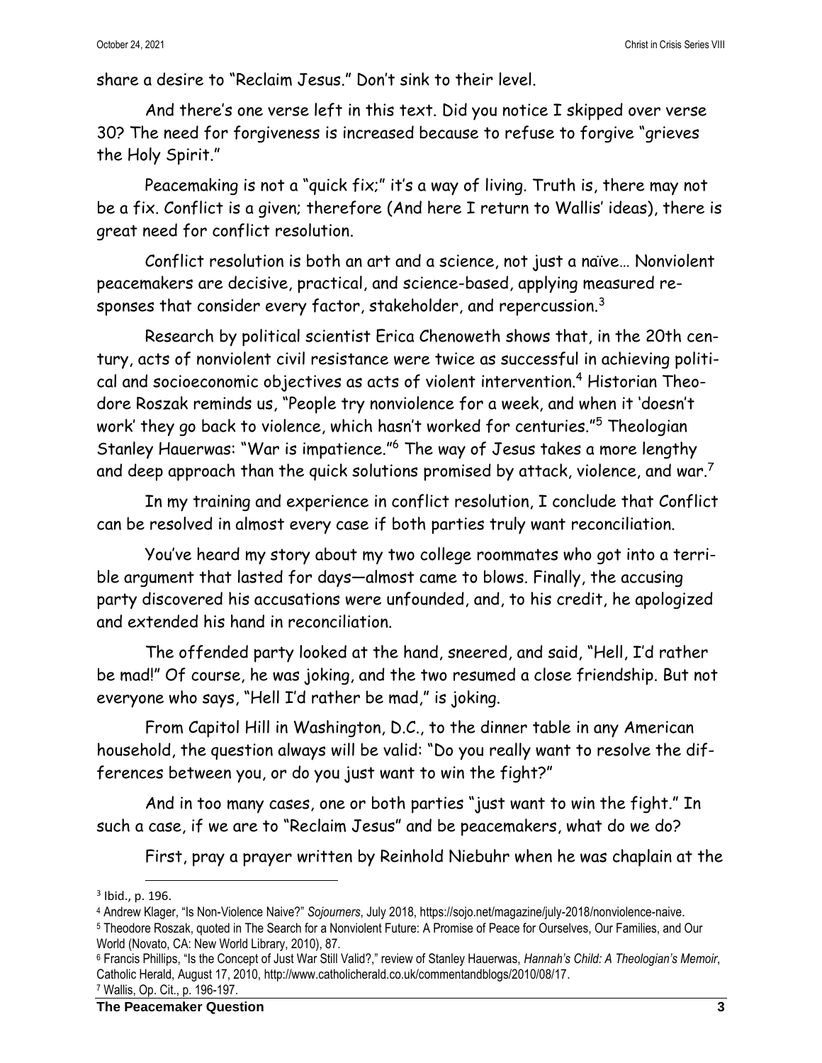share a desire to "Reclaim Jesus." Don't sink to their level.

And there's one verse left in this text. Did you notice I skipped over verse 30? The need for forgiveness is increased because to refuse to forgive "grieves the Holy Spirit."

Peacemaking is not a "quick fix;" it's a way of living. Truth is, there may not be a fix. Conflict is a given; therefore (And here I return to Wallis' ideas), there is great need for conflict resolution.

Conflict resolution is both an art and a science, not just a naïve… Nonviolent peacemakers are decisive, practical, and science-based, applying measured responses that consider every factor, stakeholder, and repercussion.[3]

Research by political scientist Erica Chenoweth shows that, in the 20th century, acts of nonviolent civil resistance were twice as successful in achieving political and socioeconomic objectives as acts of violent intervention.[4] Historian Theodore Roszak reminds us, "People try nonviolence for a week, and when it 'doesn't work' they go back to violence, which hasn't worked for centuries."[5] Theologian Stanley Hauerwas: "War is impatience."[6] The way of Jesus takes a more lengthy and deep approach than the quick solutions promised by attack, violence, and war.[7]

In my training and experience in conflict resolution, I conclude that Conflict can be resolved in almost every case if both parties truly want reconciliation.

You've heard my story about my two college roommates who got into a terrible argument that lasted for days—almost came to blows. Finally, the accusing party discovered his accusations were unfounded, and, to his credit, he apologized and extended his hand in reconciliation.

The offended party looked at the hand, sneered, and said, "Hell, I'd rather be mad!" Of course, he was joking, and the two resumed a close friendship. But not everyone who says, "Hell I'd rather be mad," is joking.

From Capitol Hill in Washington, D.C., to the dinner table in any American household, the question always will be valid: "Do you really want to resolve the differences between you, or do you just want to win the fight?"

And in too many cases, one or both parties "just want to win the fight." In such a case, if we are to "Reclaim Jesus" and be peacemakers, what do we do?

First, pray a prayer written by Reinhold Niebuhr when he was chaplain at the

---

[3] Ibid., p. 196.

[4] Andrew Klager, "Is Non-Violence Naive?" *Sojourners*, July 2018, https://sojo.net/magazine/july-2018/nonviolence-naive.

[5] Theodore Roszak, quoted in The Search for a Nonviolent Future: A Promise of Peace for Ourselves, Our Families, and Our World (Novato, CA: New World Library, 2010), 87.

[6] Francis Phillips, "Is the Concept of Just War Still Valid?," review of Stanley Hauerwas, *Hannah's Child: A Theologian's Memoir*, Catholic Herald, August 17, 2010, http://www.catholicherald.co.uk/commentandblogs/2010/08/17.

[7] Wallis, Op. Cit., p. 196-197.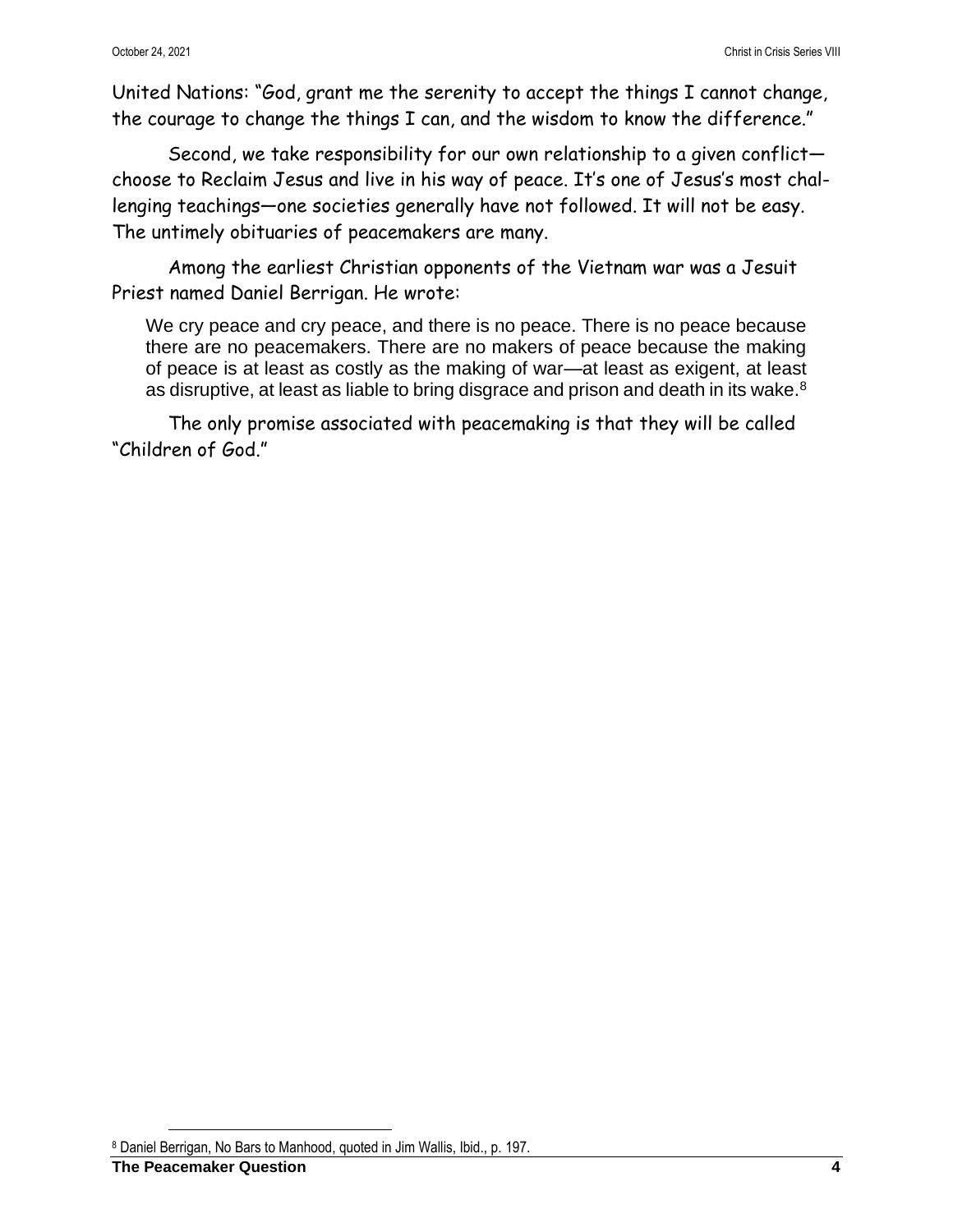United Nations: "God, grant me the serenity to accept the things I cannot change, the courage to change the things I can, and the wisdom to know the difference."

Second, we take responsibility for our own relationship to a given conflict—choose to Reclaim Jesus and live in his way of peace. It's one of Jesus's most challenging teachings—one societies generally have not followed. It will not be easy. The untimely obituaries of peacemakers are many.

Among the earliest Christian opponents of the Vietnam war was a Jesuit Priest named Daniel Berrigan. He wrote:

> We cry peace and cry peace, and there is no peace. There is no peace because there are no peacemakers. There are no makers of peace because the making of peace is at least as costly as the making of war—at least as exigent, at least as disruptive, at least as liable to bring disgrace and prison and death in its wake.[8]

The only promise associated with peacemaking is that they will be called "Children of God."

[8] Daniel Berrigan, No Bars to Manhood, quoted in Jim Wallis, Ibid., p. 197.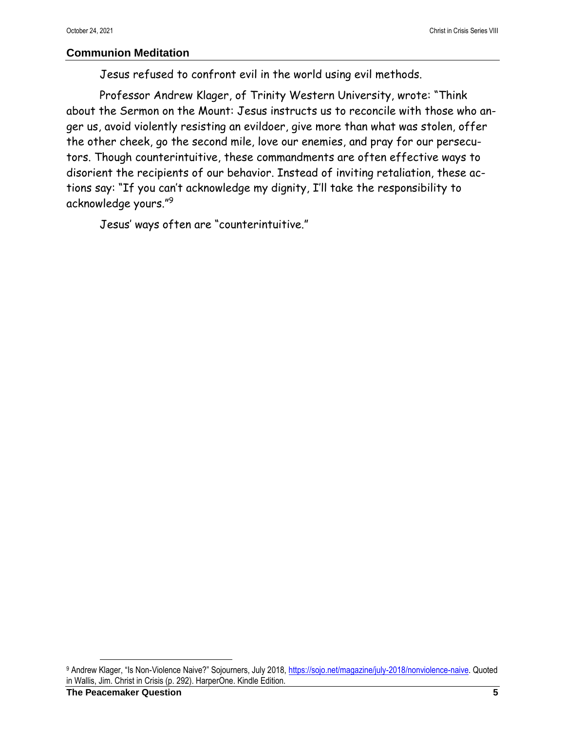## Communion Meditation

Jesus refused to confront evil in the world using evil methods.

Professor Andrew Klager, of Trinity Western University, wrote: "Think about the Sermon on the Mount: Jesus instructs us to reconcile with those who anger us, avoid violently resisting an evildoer, give more than what was stolen, offer the other cheek, go the second mile, love our enemies, and pray for our persecutors. Though counterintuitive, these commandments are often effective ways to disorient the recipients of our behavior. Instead of inviting retaliation, these actions say: "If you can't acknowledge my dignity, I'll take the responsibility to acknowledge yours."[9]

Jesus' ways often are "counterintuitive."

---

[9] Andrew Klager, "Is Non-Violence Naive?" Sojourners, July 2018, https://sojo.net/magazine/july-2018/nonviolence-naive. Quoted in Wallis, Jim. Christ in Crisis (p. 292). HarperOne. Kindle Edition.